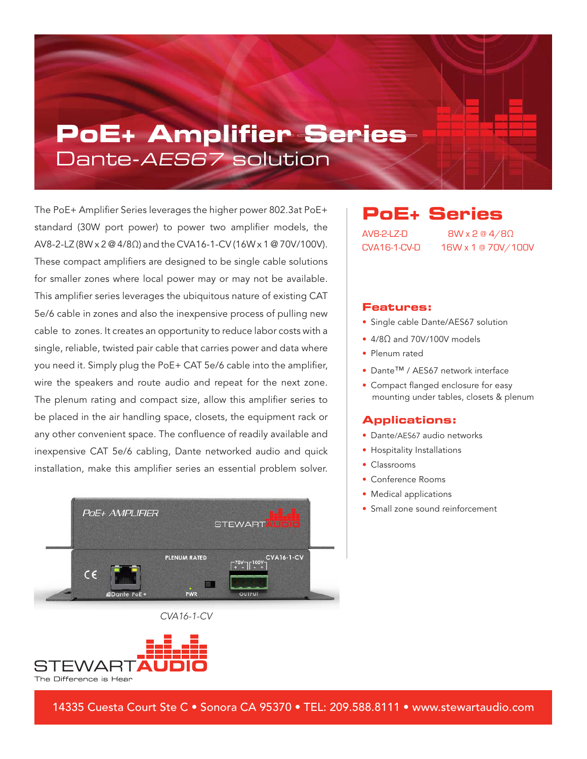# PoE+ Amplifier Series

## Dante-*AES67* solution

The PoE+ Amplifier Series leverages the higher power 802.3at PoE+ standard (30W port power) to power two amplifier models, the AV8-2-LZ (8W x 2 @ 4/8Ω) and the CVA16-1-CV (16W x 1 @ 70V/100V). These compact amplifiers are designed to be single cable solutions for smaller zones where local power may or may not be available. This amplifier series leverages the ubiquitous nature of existing CAT 5e/6 cable in zones and also the inexpensive process of pulling new cable to zones. It creates an opportunity to reduce labor costs with a single, reliable, twisted pair cable that carries power and data where you need it. Simply plug the PoE+ CAT 5e/6 cable into the amplifier, wire the speakers and route audio and repeat for the next zone. The plenum rating and compact size, allow this amplifier series to be placed in the air handling space, closets, the equipment rack or any other convenient space. The confluence of readily available and inexpensive CAT 5e/6 cabling, Dante networked audio and quick installation, make this amplifier series an essential problem solver.

*CVA16-1-CV*

STEWART AUDIO
The Difference is Hear

## PoE+ Series

| | |
|---|---|
| AV8-2-LZ-D | 8W x 2 @ 4/8Ω |
| CVA16-1-CV-D | 16W x 1 @ 70V/100V |

### Features:

- Single cable Dante/AES67 solution
- 4/8Ω and 70V/100V models
- Plenum rated
- Dante™ / AES67 network interface
- Compact flanged enclosure for easy mounting under tables, closets & plenum

### Applications:

- Dante/AES67 audio networks
- Hospitality Installations
- Classrooms
- Conference Rooms
- Medical applications
- Small zone sound reinforcement

14335 Cuesta Court Ste C • Sonora CA 95370 • TEL: 209.588.8111 • www.stewartaudio.com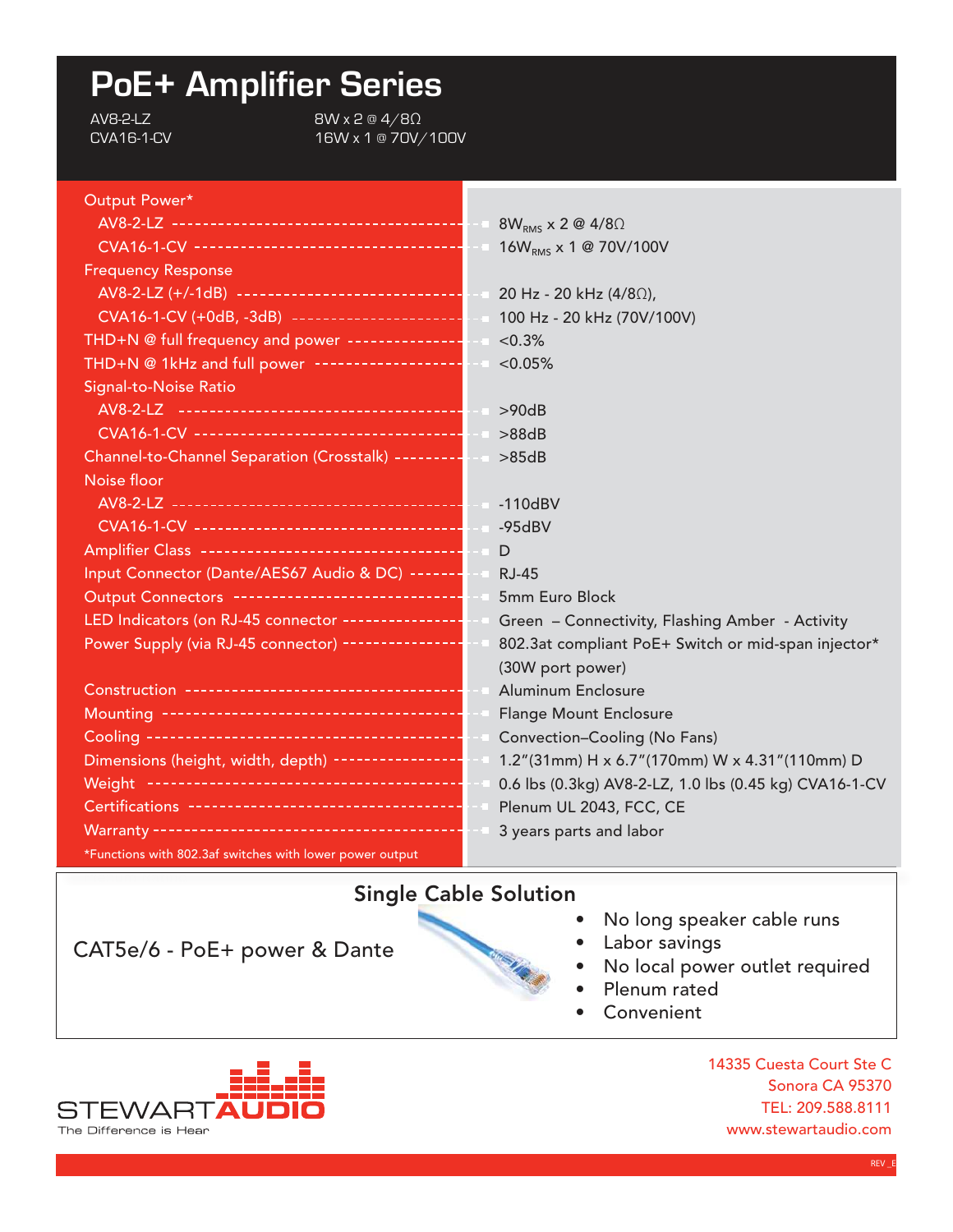# PoE+ Amplifier Series

| | |
|---|---|
| AV8-2-LZ | 8W x 2 @ 4/8Ω |
| CVA16-1-CV | 16W x 1 @ 70V/100V |

| | |
|---|---|
| **Output Power*** | |
| AV8-2-LZ | $8W_{RMS}$ x 2 @ 4/8Ω |
| CVA16-1-CV | $16W_{RMS}$ x 1 @ 70V/100V |
| **Frequency Response** | |
| AV8-2-LZ (+/-1dB) | 20 Hz - 20 kHz (4/8Ω), |
| CVA16-1-CV (+0dB, -3dB) | 100 Hz - 20 kHz (70V/100V) |
| THD+N @ full frequency and power | <0.3% |
| THD+N @ 1kHz and full power | <0.05% |
| **Signal-to-Noise Ratio** | |
| AV8-2-LZ | >90dB |
| CVA16-1-CV | >88dB |
| Channel-to-Channel Separation (Crosstalk) | >85dB |
| **Noise floor** | |
| AV8-2-LZ | -110dBV |
| CVA16-1-CV | -95dBV |
| Amplifier Class | D |
| Input Connector (Dante/AES67 Audio & DC) | RJ-45 |
| Output Connectors | 5mm Euro Block |
| LED Indicators (on RJ-45 connector | Green – Connectivity, Flashing Amber - Activity |
| Power Supply (via RJ-45 connector) | 802.3at compliant PoE+ Switch or mid-span injector* (30W port power) |
| Construction | Aluminum Enclosure |
| Mounting | Flange Mount Enclosure |
| Cooling | Convection–Cooling (No Fans) |
| Dimensions (height, width, depth) | 1.2"(31mm) H x 6.7"(170mm) W x 4.31"(110mm) D |
| Weight | 0.6 lbs (0.3kg) AV8-2-LZ, 1.0 lbs (0.45 kg) CVA16-1-CV |
| Certifications | Plenum UL 2043, FCC, CE |
| Warranty | 3 years parts and labor |

*Functions with 802.3af switches with lower power output

## Single Cable Solution

CAT5e/6 - PoE+ power & Dante

- No long speaker cable runs
- Labor savings
- No local power outlet required
- Plenum rated
- Convenient

STEWART AUDIO
The Difference is Hear

14335 Cuesta Court Ste C
Sonora CA 95370
TEL: 209.588.8111
www.stewartaudio.com

REV _E